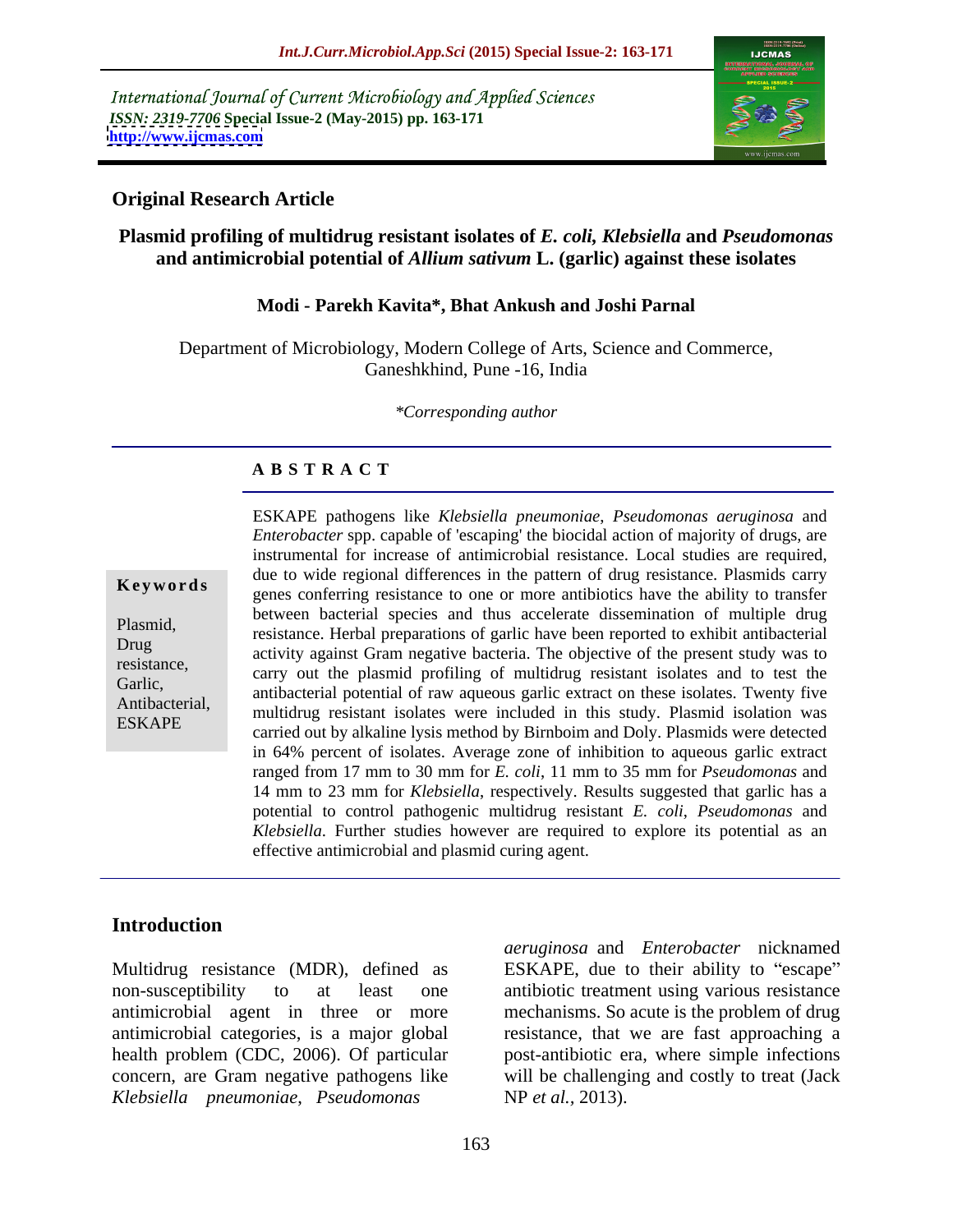International Journal of Current Microbiology and Applied Sciences
*ISSN: 2319-7706* **Special Issue-2 (May-2015) pp. 163-171**
**http://www.ijcmas.com**

## Original Research Article

# Plasmid profiling of multidrug resistant isolates of *E. coli, Klebsiella* and *Pseudomonas* and antimicrobial potential of *Allium sativum* L. (garlic) against these isolates

**Modi - Parekh Kavita\*, Bhat Ankush and Joshi Parnal**

Department of Microbiology, Modern College of Arts, Science and Commerce, Ganeshkhind, Pune -16, India

*\*Corresponding author*

### ABSTRACT

**Keywords**

Plasmid, Drug resistance, Garlic, Antibacterial, ESKAPE

ESKAPE pathogens like *Klebsiella pneumoniae, Pseudomonas aeruginosa* and *Enterobacter* spp. capable of 'escaping' the biocidal action of majority of drugs, are instrumental for increase of antimicrobial resistance. Local studies are required, due to wide regional differences in the pattern of drug resistance. Plasmids carry genes conferring resistance to one or more antibiotics have the ability to transfer between bacterial species and thus accelerate dissemination of multiple drug resistance. Herbal preparations of garlic have been reported to exhibit antibacterial activity against Gram negative bacteria. The objective of the present study was to carry out the plasmid profiling of multidrug resistant isolates and to test the antibacterial potential of raw aqueous garlic extract on these isolates. Twenty five multidrug resistant isolates were included in this study. Plasmid isolation was carried out by alkaline lysis method by Birnboim and Doly. Plasmids were detected in 64% percent of isolates. Average zone of inhibition to aqueous garlic extract ranged from 17 mm to 30 mm for *E. coli*, 11 mm to 35 mm for *Pseudomonas* and 14 mm to 23 mm for *Klebsiella*, respectively. Results suggested that garlic has a potential to control pathogenic multidrug resistant *E. coli, Pseudomonas* and *Klebsiella*. Further studies however are required to explore its potential as an effective antimicrobial and plasmid curing agent.

## Introduction

Multidrug resistance (MDR), defined as non-susceptibility to at least one antimicrobial agent in three or more antimicrobial categories, is a major global health problem (CDC, 2006). Of particular concern, are Gram negative pathogens like *Klebsiella pneumoniae, Pseudomonas aeruginosa* and *Enterobacter* nicknamed ESKAPE, due to their ability to "escape" antibiotic treatment using various resistance mechanisms. So acute is the problem of drug resistance, that we are fast approaching a post-antibiotic era, where simple infections will be challenging and costly to treat (Jack NP *et al.,* 2013).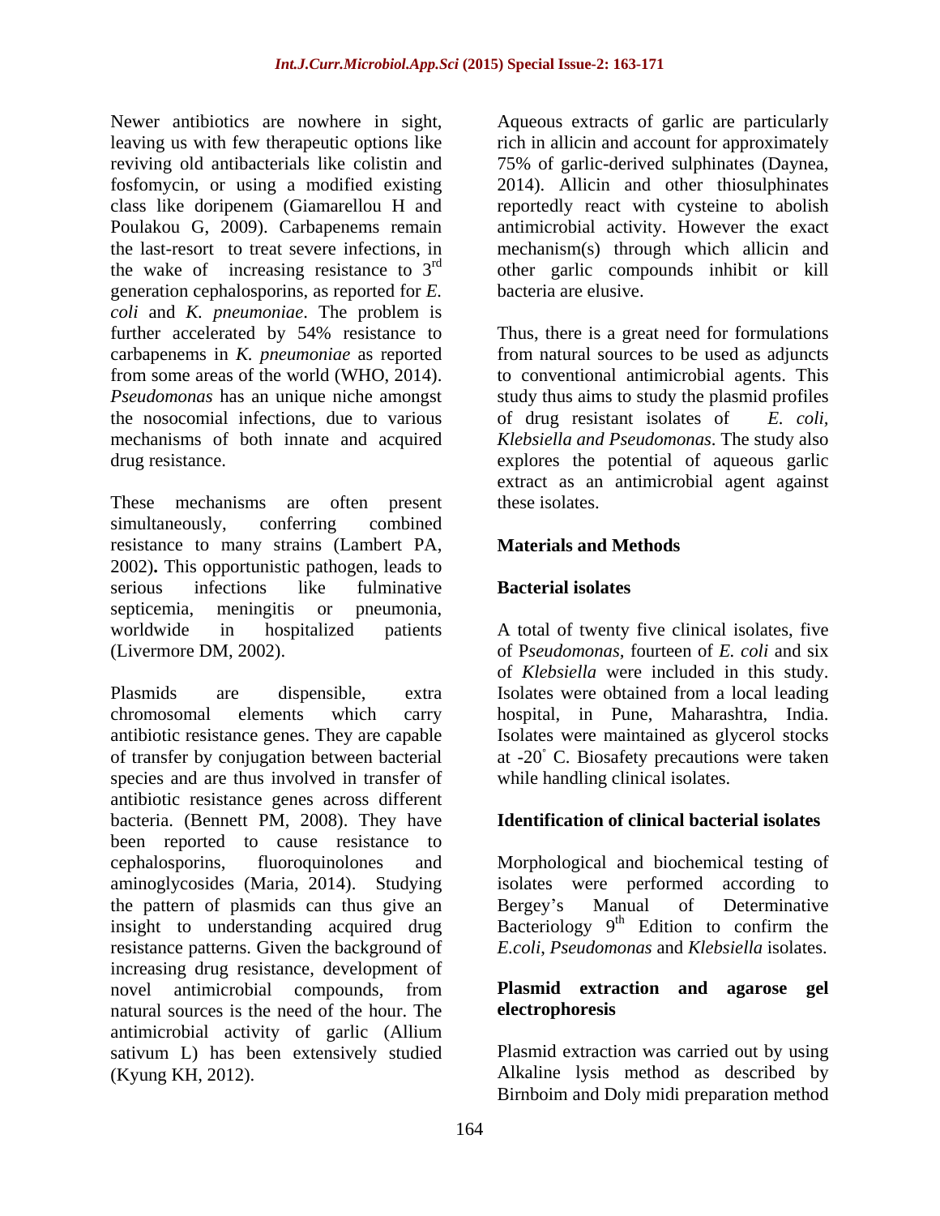Newer antibiotics are nowhere in sight, leaving us with few therapeutic options like reviving old antibacterials like colistin and fosfomycin, or using a modified existing class like doripenem (Giamarellou H and Poulakou G, 2009). Carbapenems remain the last-resort to treat severe infections, in the wake of increasing resistance to 3rd generation cephalosporins, as reported for *E. coli* and *K. pneumoniae*. The problem is further accelerated by 54% resistance to carbapenems in *K. pneumoniae* as reported from some areas of the world (WHO, 2014). *Pseudomonas* has an unique niche amongst the nosocomial infections, due to various mechanisms of both innate and acquired drug resistance.

These mechanisms are often present simultaneously, conferring combined resistance to many strains (Lambert PA, 2002). This opportunistic pathogen, leads to serious infections like fulminative septicemia, meningitis or pneumonia, worldwide in hospitalized patients (Livermore DM, 2002).

Plasmids are dispensible, extra chromosomal elements which carry antibiotic resistance genes. They are capable of transfer by conjugation between bacterial species and are thus involved in transfer of antibiotic resistance genes across different bacteria. (Bennett PM, 2008). They have been reported to cause resistance to cephalosporins, fluoroquinolones and aminoglycosides (Maria, 2014). Studying the pattern of plasmids can thus give an insight to understanding acquired drug resistance patterns. Given the background of increasing drug resistance, development of novel antimicrobial compounds, from natural sources is the need of the hour. The antimicrobial activity of garlic (Allium sativum L) has been extensively studied (Kyung KH, 2012).

Aqueous extracts of garlic are particularly rich in allicin and account for approximately 75% of garlic-derived sulphinates (Daynea, 2014). Allicin and other thiosulphinates reportedly react with cysteine to abolish antimicrobial activity. However the exact mechanism(s) through which allicin and other garlic compounds inhibit or kill bacteria are elusive.

Thus, there is a great need for formulations from natural sources to be used as adjuncts to conventional antimicrobial agents. This study thus aims to study the plasmid profiles of drug resistant isolates of *E. coli, Klebsiella and Pseudomonas*. The study also explores the potential of aqueous garlic extract as an antimicrobial agent against these isolates.

## Materials and Methods

### Bacterial isolates

A total of twenty five clinical isolates, five of P*seudomonas*, fourteen of *E. coli* and six of *Klebsiella* were included in this study. Isolates were obtained from a local leading hospital, in Pune, Maharashtra, India. Isolates were maintained as glycerol stocks at -20° C. Biosafety precautions were taken while handling clinical isolates.

### Identification of clinical bacterial isolates

Morphological and biochemical testing of isolates were performed according to Bergey's Manual of Determinative Bacteriology 9th Edition to confirm the *E.coli*, *Pseudomonas* and *Klebsiella* isolates.

### Plasmid extraction and agarose gel electrophoresis

Plasmid extraction was carried out by using Alkaline lysis method as described by Birnboim and Doly midi preparation method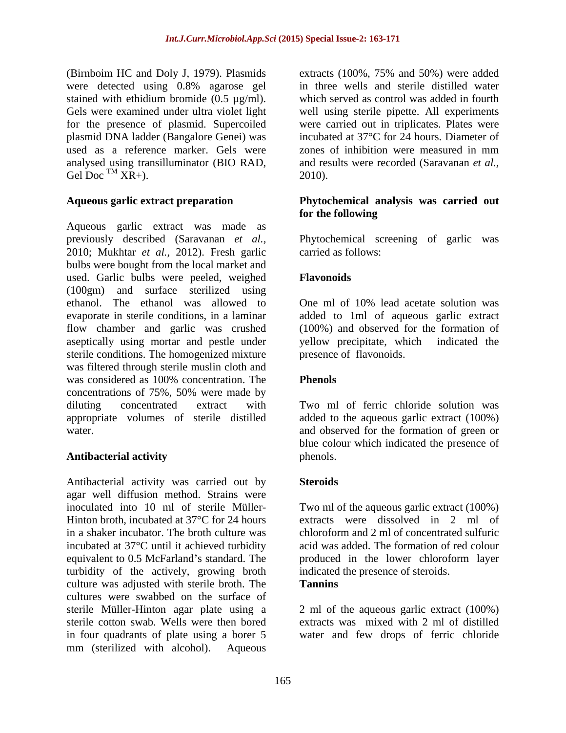(Birnboim HC and Doly J, 1979). Plasmids were detected using 0.8% agarose gel stained with ethidium bromide (0.5 µg/ml). Gels were examined under ultra violet light for the presence of plasmid. Supercoiled plasmid DNA ladder (Bangalore Genei) was used as a reference marker. Gels were analysed using transilluminator (BIO RAD, Gel Doc ™ XR+).

### Aqueous garlic extract preparation

Aqueous garlic extract was made as previously described (Saravanan *et al.*, 2010; Mukhtar *et al.*, 2012). Fresh garlic bulbs were bought from the local market and used. Garlic bulbs were peeled, weighed (100gm) and surface sterilized using ethanol. The ethanol was allowed to evaporate in sterile conditions, in a laminar flow chamber and garlic was crushed aseptically using mortar and pestle under sterile conditions. The homogenized mixture was filtered through sterile muslin cloth and was considered as 100% concentration. The concentrations of 75%, 50% were made by diluting concentrated extract with appropriate volumes of sterile distilled water.

### Antibacterial activity

Antibacterial activity was carried out by agar well diffusion method. Strains were inoculated into 10 ml of sterile Müller-Hinton broth, incubated at 37°C for 24 hours in a shaker incubator. The broth culture was incubated at 37°C until it achieved turbidity equivalent to 0.5 McFarland's standard. The turbidity of the actively, growing broth culture was adjusted with sterile broth. The cultures were swabbed on the surface of sterile Müller-Hinton agar plate using a sterile cotton swab. Wells were then bored in four quadrants of plate using a borer 5 mm (sterilized with alcohol). Aqueous extracts (100%, 75% and 50%) were added in three wells and sterile distilled water which served as control was added in fourth well using sterile pipette. All experiments were carried out in triplicates. Plates were incubated at 37°C for 24 hours. Diameter of zones of inhibition were measured in mm and results were recorded (Saravanan *et al.*, 2010).

### Phytochemical analysis was carried out for the following

Phytochemical screening of garlic was carried as follows:

#### Flavonoids

One ml of 10% lead acetate solution was added to 1ml of aqueous garlic extract (100%) and observed for the formation of yellow precipitate, which indicated the presence of flavonoids.

#### Phenols

Two ml of ferric chloride solution was added to the aqueous garlic extract (100%) and observed for the formation of green or blue colour which indicated the presence of phenols.

#### Steroids

Two ml of the aqueous garlic extract (100%) extracts were dissolved in 2 ml of chloroform and 2 ml of concentrated sulfuric acid was added. The formation of red colour produced in the lower chloroform layer indicated the presence of steroids.

#### Tannins

2 ml of the aqueous garlic extract (100%) extracts was mixed with 2 ml of distilled water and few drops of ferric chloride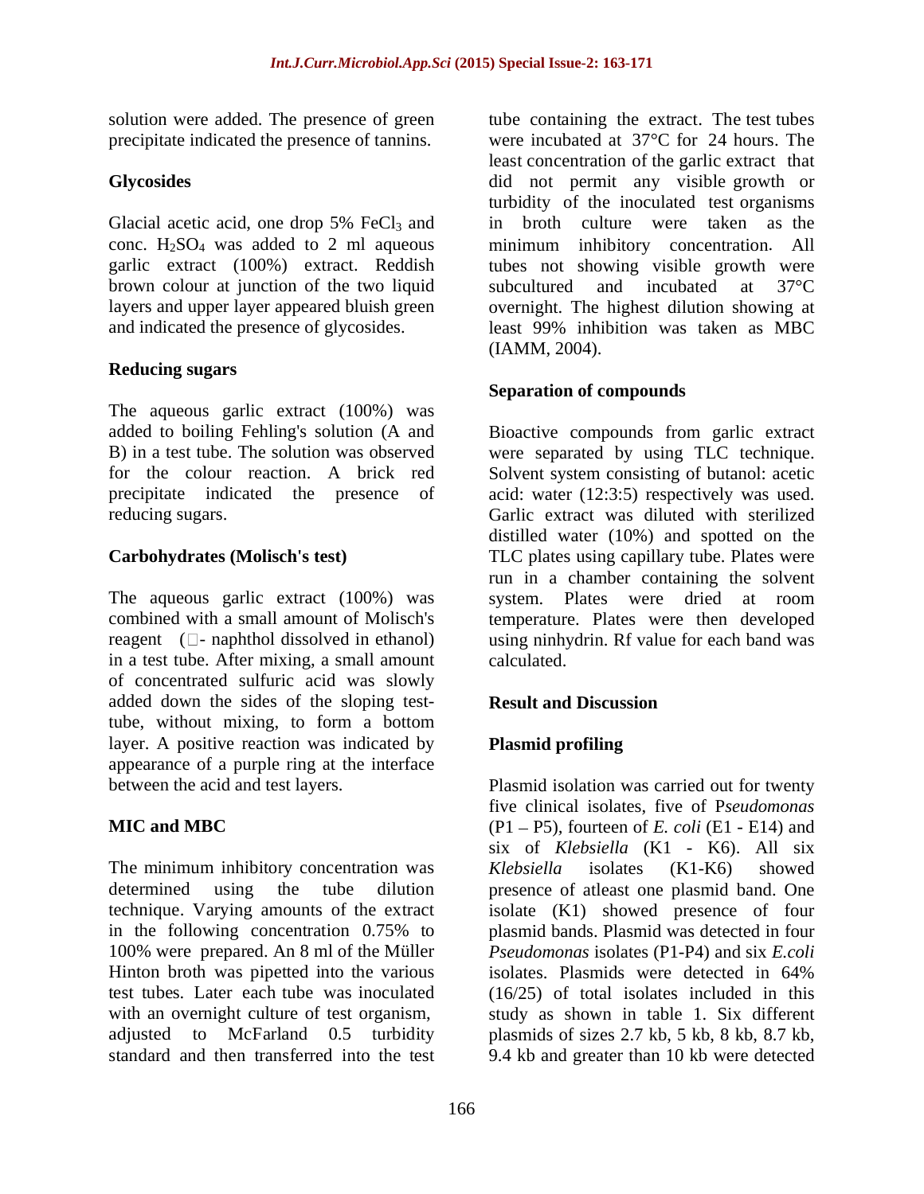solution were added. The presence of green precipitate indicated the presence of tannins.

### Glycosides

Glacial acetic acid, one drop 5% $FeCl_3$ and conc. $H_2SO_4$ was added to 2 ml aqueous garlic extract (100%) extract. Reddish brown colour at junction of the two liquid layers and upper layer appeared bluish green and indicated the presence of glycosides.

### Reducing sugars

The aqueous garlic extract (100%) was added to boiling Fehling's solution (A and B) in a test tube. The solution was observed for the colour reaction. A brick red precipitate indicated the presence of reducing sugars.

### Carbohydrates (Molisch's test)

The aqueous garlic extract (100%) was combined with a small amount of Molisch's reagent (□- naphthol dissolved in ethanol) in a test tube. After mixing, a small amount of concentrated sulfuric acid was slowly added down the sides of the sloping test-tube, without mixing, to form a bottom layer. A positive reaction was indicated by appearance of a purple ring at the interface between the acid and test layers.

### MIC and MBC

The minimum inhibitory concentration was determined using the tube dilution technique. Varying amounts of the extract in the following concentration 0.75% to 100% were prepared. An 8 ml of the Müller Hinton broth was pipetted into the various test tubes. Later each tube was inoculated with an overnight culture of test organism, adjusted to McFarland 0.5 turbidity standard and then transferred into the test tube containing the extract. The test tubes were incubated at 37°C for 24 hours. The least concentration of the garlic extract that did not permit any visible growth or turbidity of the inoculated test organisms in broth culture were taken as the minimum inhibitory concentration. All tubes not showing visible growth were subcultured and incubated at 37°C overnight. The highest dilution showing at least 99% inhibition was taken as MBC (IAMM, 2004).

### Separation of compounds

Bioactive compounds from garlic extract were separated by using TLC technique. Solvent system consisting of butanol: acetic acid: water (12:3:5) respectively was used. Garlic extract was diluted with sterilized distilled water (10%) and spotted on the TLC plates using capillary tube. Plates were run in a chamber containing the solvent system. Plates were dried at room temperature. Plates were then developed using ninhydrin. Rf value for each band was calculated.

## Result and Discussion

### Plasmid profiling

Plasmid isolation was carried out for twenty five clinical isolates, five of P*seudomonas* (P1 – P5), fourteen of *E. coli* (E1 - E14) and six of *Klebsiella* (K1 - K6). All six *Klebsiella* isolates (K1-K6) showed presence of atleast one plasmid band. One isolate (K1) showed presence of four plasmid bands. Plasmid was detected in four *Pseudomonas* isolates (P1-P4) and six *E.coli* isolates. Plasmids were detected in 64% (16/25) of total isolates included in this study as shown in table 1. Six different plasmids of sizes 2.7 kb, 5 kb, 8 kb, 8.7 kb, 9.4 kb and greater than 10 kb were detected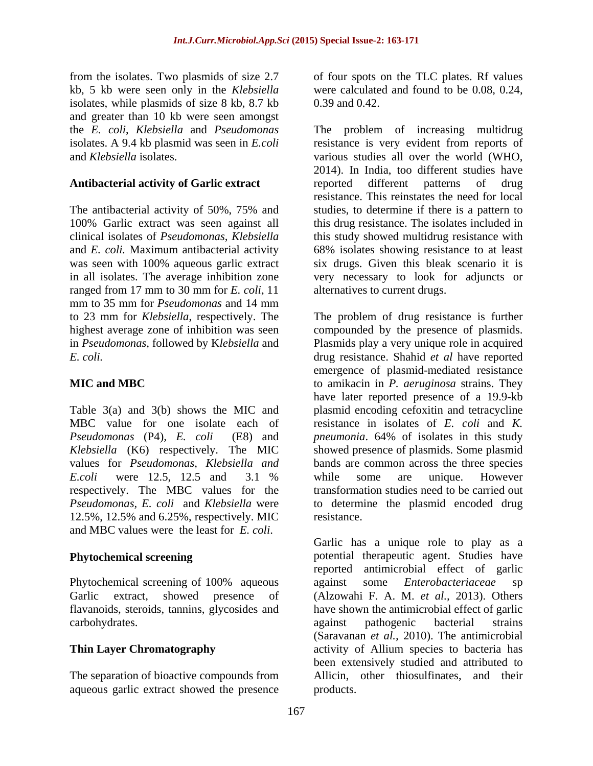from the isolates. Two plasmids of size 2.7 kb, 5 kb were seen only in the *Klebsiella* isolates, while plasmids of size 8 kb, 8.7 kb and greater than 10 kb were seen amongst the *E. coli*, *Klebsiella* and *Pseudomonas* isolates. A 9.4 kb plasmid was seen in *E.coli* and *Klebsiella* isolates.

### Antibacterial activity of Garlic extract

The antibacterial activity of 50%, 75% and 100% Garlic extract was seen against all clinical isolates of *Pseudomonas*, *Klebsiella* and *E. coli.* Maximum antibacterial activity was seen with 100% aqueous garlic extract in all isolates. The average inhibition zone ranged from 17 mm to 30 mm for *E. coli*, 11 mm to 35 mm for *Pseudomonas* and 14 mm to 23 mm for *Klebsiella*, respectively. The highest average zone of inhibition was seen in *Pseudomonas,* followed by K*lebsiella* and *E. coli.*

### MIC and MBC

Table 3(a) and 3(b) shows the MIC and MBC value for one isolate each of *Pseudomonas* (P4), *E. coli* (E8) and *Klebsiella* (K6) respectively. The MIC values for *Pseudomonas, Klebsiella and E.coli* were 12.5, 12.5 and 3.1 % respectively. The MBC values for the *Pseudomonas, E. coli* and *Klebsiella* were 12.5%, 12.5% and 6.25%, respectively. MIC and MBC values were the least for *E. coli*.

### Phytochemical screening

Phytochemical screening of 100% aqueous Garlic extract, showed presence of flavanoids, steroids, tannins, glycosides and carbohydrates.

### Thin Layer Chromatography

The separation of bioactive compounds from aqueous garlic extract showed the presence of four spots on the TLC plates. Rf values were calculated and found to be 0.08, 0.24, 0.39 and 0.42.

The problem of increasing multidrug resistance is very evident from reports of various studies all over the world (WHO, 2014). In India, too different studies have reported different patterns of drug resistance. This reinstates the need for local studies, to determine if there is a pattern to this drug resistance. The isolates included in this study showed multidrug resistance with 68% isolates showing resistance to at least six drugs. Given this bleak scenario it is very necessary to look for adjuncts or alternatives to current drugs.

The problem of drug resistance is further compounded by the presence of plasmids. Plasmids play a very unique role in acquired drug resistance. Shahid *et al* have reported emergence of plasmid-mediated resistance to amikacin in *P. aeruginosa* strains. They have later reported presence of a 19.9-kb plasmid encoding cefoxitin and tetracycline resistance in isolates of *E. coli* and *K. pneumonia*. 64% of isolates in this study showed presence of plasmids. Some plasmid bands are common across the three species while some are unique. However transformation studies need to be carried out to determine the plasmid encoded drug resistance.

Garlic has a unique role to play as a potential therapeutic agent. Studies have reported antimicrobial effect of garlic against some *Enterobacteriaceae* sp (Alzowahi F. A. M. *et al.,* 2013). Others have shown the antimicrobial effect of garlic against pathogenic bacterial strains (Saravanan *et al.,* 2010). The antimicrobial activity of Allium species to bacteria has been extensively studied and attributed to Allicin, other thiosulfinates, and their products.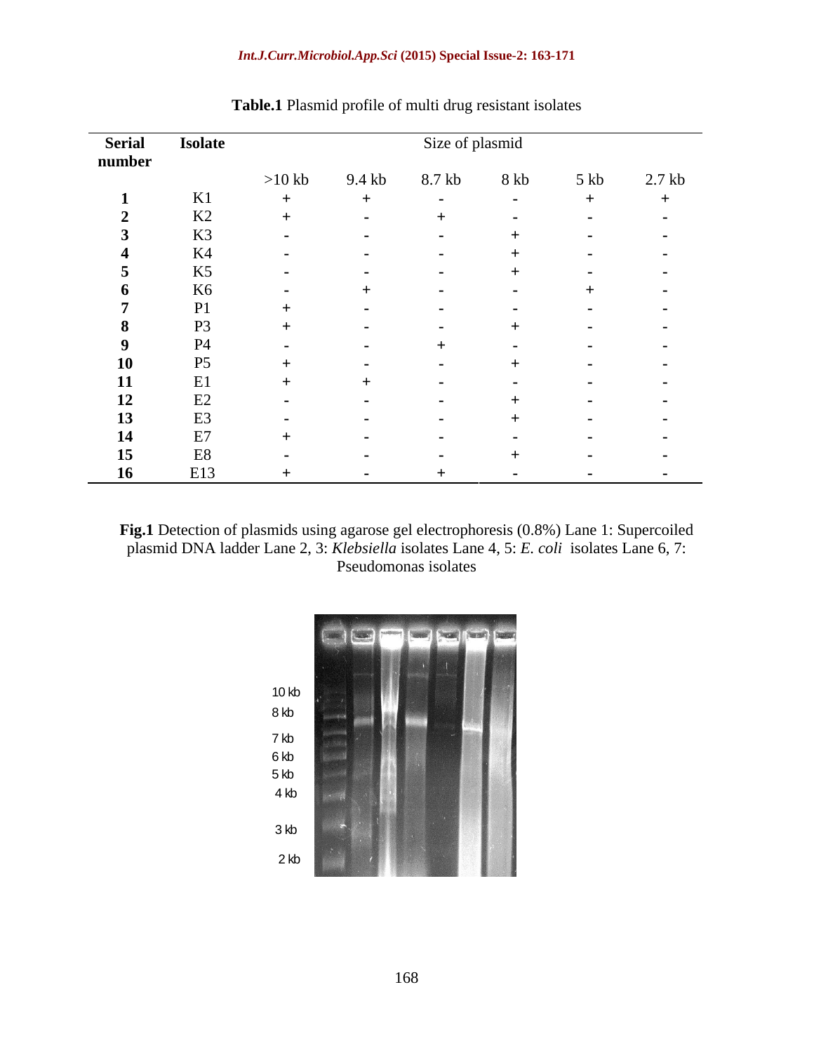**Table.1** Plasmid profile of multi drug resistant isolates

| Serial number | Isolate | Size of plasmid | | | | | |
|---|---|---|---|---|---|---|---|
| | | >10 kb | 9.4 kb | 8.7 kb | 8 kb | 5 kb | 2.7 kb |
| **1** | K1 | + | + | - | - | + | + |
| **2** | K2 | + | - | + | - | - | - |
| **3** | K3 | - | - | - | + | - | - |
| **4** | K4 | - | - | - | + | - | - |
| **5** | K5 | - | - | - | + | - | - |
| **6** | K6 | - | + | - | - | + | - |
| **7** | P1 | + | - | - | - | - | - |
| **8** | P3 | + | - | - | + | - | - |
| **9** | P4 | - | - | + | - | - | - |
| **10** | P5 | + | - | - | + | - | - |
| **11** | E1 | + | + | - | - | - | - |
| **12** | E2 | - | - | - | + | - | - |
| **13** | E3 | - | - | - | + | - | - |
| **14** | E7 | + | - | - | - | - | - |
| **15** | E8 | - | - | - | + | - | - |
| **16** | E13 | + | - | + | - | - | - |

**Fig.1** Detection of plasmids using agarose gel electrophoresis (0.8%) Lane 1: Supercoiled plasmid DNA ladder Lane 2, 3: *Klebsiella* isolates Lane 4, 5: *E. coli* isolates Lane 6, 7: Pseudomonas isolates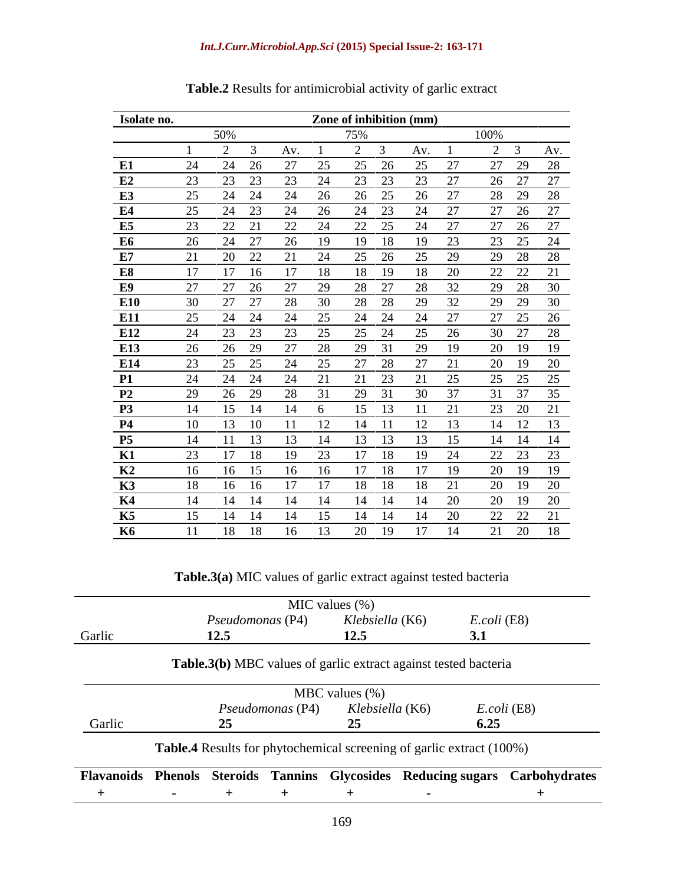**Table.2** Results for antimicrobial activity of garlic extract

| Isolate no. | Zone of inhibition (mm) | | | | | | | | | | | |
|---|---|---|---|---|---|---|---|---|---|---|---|---|
| | 50% | | | | 75% | | | | 100% | | | |
| | 1 | 2 | 3 | Av. | 1 | 2 | 3 | Av. | 1 | 2 | 3 | Av. |
| **E1** | 24 | 24 | 26 | 27 | 25 | 25 | 26 | 25 | 27 | 27 | 29 | 28 |
| **E2** | 23 | 23 | 23 | 23 | 24 | 23 | 23 | 23 | 27 | 26 | 27 | 27 |
| **E3** | 25 | 24 | 24 | 24 | 26 | 26 | 25 | 26 | 27 | 28 | 29 | 28 |
| **E4** | 25 | 24 | 23 | 24 | 26 | 24 | 23 | 24 | 27 | 27 | 26 | 27 |
| **E5** | 23 | 22 | 21 | 22 | 24 | 22 | 25 | 24 | 27 | 27 | 26 | 27 |
| **E6** | 26 | 24 | 27 | 26 | 19 | 19 | 18 | 19 | 23 | 23 | 25 | 24 |
| **E7** | 21 | 20 | 22 | 21 | 24 | 25 | 26 | 25 | 29 | 29 | 28 | 28 |
| **E8** | 17 | 17 | 16 | 17 | 18 | 18 | 19 | 18 | 20 | 22 | 22 | 21 |
| **E9** | 27 | 27 | 26 | 27 | 29 | 28 | 27 | 28 | 32 | 29 | 28 | 30 |
| **E10** | 30 | 27 | 27 | 28 | 30 | 28 | 28 | 29 | 32 | 29 | 29 | 30 |
| **E11** | 25 | 24 | 24 | 24 | 25 | 24 | 24 | 24 | 27 | 27 | 25 | 26 |
| **E12** | 24 | 23 | 23 | 23 | 25 | 25 | 24 | 25 | 26 | 30 | 27 | 28 |
| **E13** | 26 | 26 | 29 | 27 | 28 | 29 | 31 | 29 | 19 | 20 | 19 | 19 |
| **E14** | 23 | 25 | 25 | 24 | 25 | 27 | 28 | 27 | 21 | 20 | 19 | 20 |
| **P1** | 24 | 24 | 24 | 24 | 21 | 21 | 23 | 21 | 25 | 25 | 25 | 25 |
| **P2** | 29 | 26 | 29 | 28 | 31 | 29 | 31 | 30 | 37 | 31 | 37 | 35 |
| **P3** | 14 | 15 | 14 | 14 | 6 | 15 | 13 | 11 | 21 | 23 | 20 | 21 |
| **P4** | 10 | 13 | 10 | 11 | 12 | 14 | 11 | 12 | 13 | 14 | 12 | 13 |
| **P5** | 14 | 11 | 13 | 13 | 14 | 13 | 13 | 13 | 15 | 14 | 14 | 14 |
| **K1** | 23 | 17 | 18 | 19 | 23 | 17 | 18 | 19 | 24 | 22 | 23 | 23 |
| **K2** | 16 | 16 | 15 | 16 | 16 | 17 | 18 | 17 | 19 | 20 | 19 | 19 |
| **K3** | 18 | 16 | 16 | 17 | 17 | 18 | 18 | 18 | 21 | 20 | 19 | 20 |
| **K4** | 14 | 14 | 14 | 14 | 14 | 14 | 14 | 14 | 20 | 20 | 19 | 20 |
| **K5** | 15 | 14 | 14 | 14 | 15 | 14 | 14 | 14 | 20 | 22 | 22 | 21 |
| **K6** | 11 | 18 | 18 | 16 | 13 | 20 | 19 | 17 | 14 | 21 | 20 | 18 |

**Table.3(a)** MIC values of garlic extract against tested bacteria

| | MIC values (%) | | |
|---|---|---|---|
| | *Pseudomonas* (P4) | *Klebsiella* (K6) | *E.coli* (E8) |
| Garlic | **12.5** | **12.5** | **3.1** |

**Table.3(b)** MBC values of garlic extract against tested bacteria

| | MBC values (%) | | |
|---|---|---|---|
| | *Pseudomonas* (P4) | *Klebsiella* (K6) | *E.coli* (E8) |
| Garlic | **25** | **25** | **6.25** |

**Table.4** Results for phytochemical screening of garlic extract (100%)

| Flavanoids | Phenols | Steroids | Tannins | Glycosides | Reducing sugars | Carbohydrates |
|---|---|---|---|---|---|---|
| + | - | + | + | + | - | + |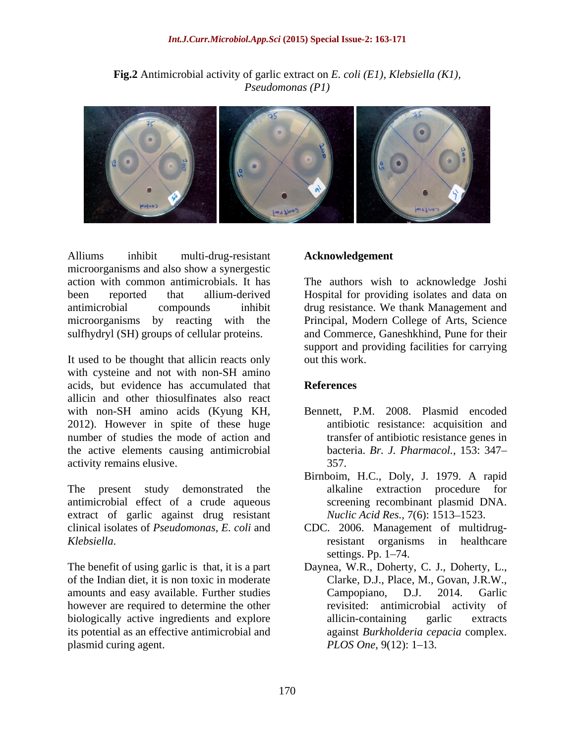**Fig.2** Antimicrobial activity of garlic extract on *E. coli (E1)*, *Klebsiella (K1)*, *Pseudomonas (P1)*

Alliums inhibit multi-drug-resistant microorganisms and also show a synergestic action with common antimicrobials. It has been reported that allium-derived antimicrobial compounds inhibit microorganisms by reacting with the sulfhydryl (SH) groups of cellular proteins.

It used to be thought that allicin reacts only with cysteine and not with non-SH amino acids, but evidence has accumulated that allicin and other thiosulfinates also react with non-SH amino acids (Kyung KH, 2012). However in spite of these huge number of studies the mode of action and the active elements causing antimicrobial activity remains elusive.

The present study demonstrated the antimicrobial effect of a crude aqueous extract of garlic against drug resistant clinical isolates of *Pseudomonas*, *E. coli* and *Klebsiella*.

The benefit of using garlic is that, it is a part of the Indian diet, it is non toxic in moderate amounts and easy available. Further studies however are required to determine the other biologically active ingredients and explore its potential as an effective antimicrobial and plasmid curing agent.

## Acknowledgement

The authors wish to acknowledge Joshi Hospital for providing isolates and data on drug resistance. We thank Management and Principal, Modern College of Arts, Science and Commerce, Ganeshkhind, Pune for their support and providing facilities for carrying out this work.

## References

Bennett, P.M. 2008. Plasmid encoded antibiotic resistance: acquisition and transfer of antibiotic resistance genes in bacteria. *Br. J. Pharmacol.*, 153: 347–357.

Birnboim, H.C., Doly, J. 1979. A rapid alkaline extraction procedure for screening recombinant plasmid DNA. *Nuclic Acid Res.*, 7(6): 1513–1523.

CDC. 2006. Management of multidrug-resistant organisms in healthcare settings. Pp. 1–74.

Daynea, W.R., Doherty, C. J., Doherty, L., Clarke, D.J., Place, M., Govan, J.R.W., Campopiano, D.J. 2014. Garlic revisited: antimicrobial activity of allicin-containing garlic extracts against *Burkholderia cepacia* complex. *PLOS One*, 9(12): 1–13.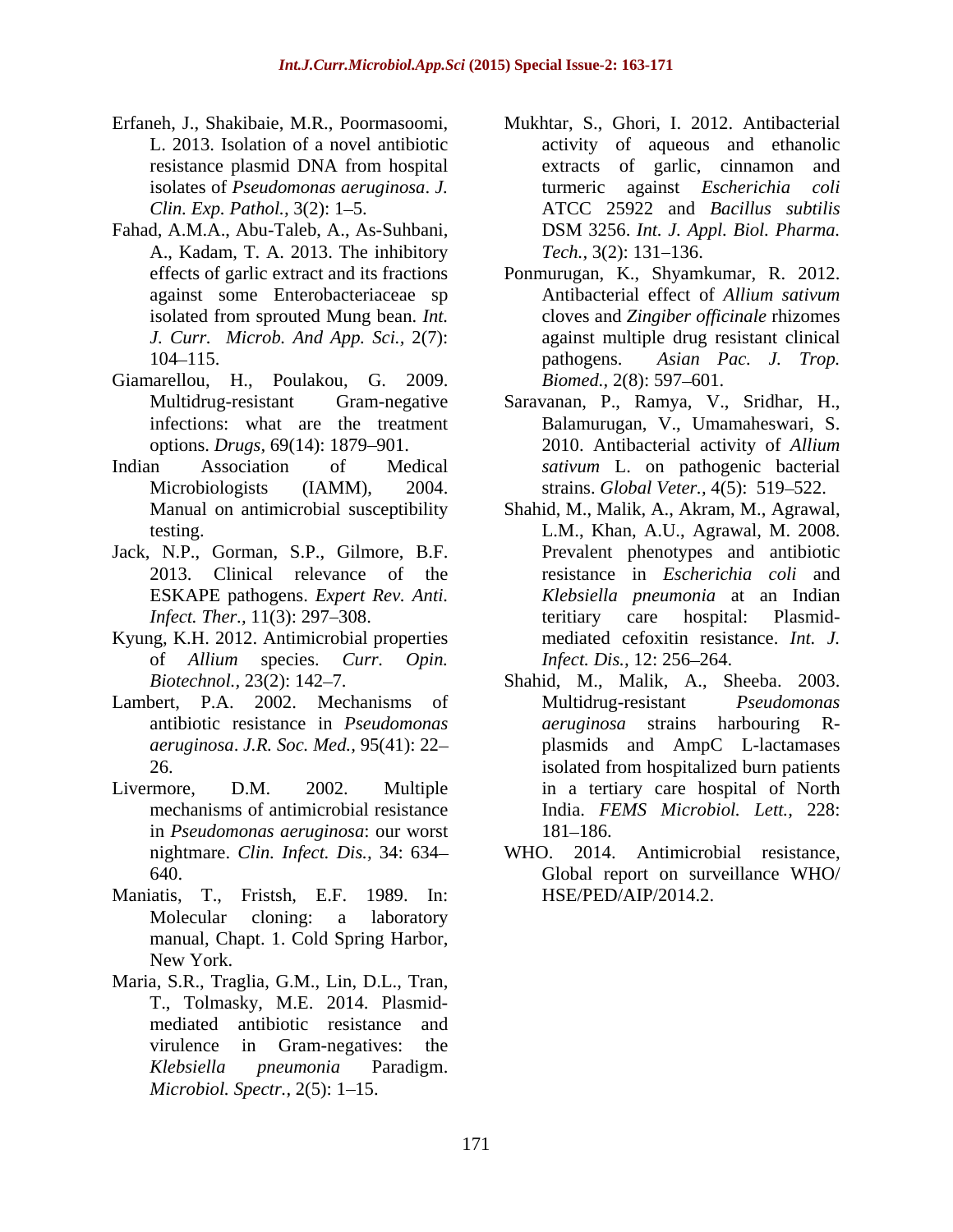Erfaneh, J., Shakibaie, M.R., Poormasoomi, L. 2013. Isolation of a novel antibiotic resistance plasmid DNA from hospital isolates of *Pseudomonas aeruginosa*. *J. Clin. Exp. Pathol.,* 3(2): 1–5.

Fahad, A.M.A., Abu-Taleb, A., As-Suhbani, A., Kadam, T. A. 2013. The inhibitory effects of garlic extract and its fractions against some Enterobacteriaceae sp isolated from sprouted Mung bean. *Int. J. Curr. Microb. And App. Sci.,* 2(7): 104–115.

Giamarellou, H., Poulakou, G. 2009. Multidrug-resistant Gram-negative infections: what are the treatment options. *Drugs,* 69(14): 1879–901.

Indian Association of Medical Microbiologists (IAMM), 2004. Manual on antimicrobial susceptibility testing.

Jack, N.P., Gorman, S.P., Gilmore, B.F. 2013. Clinical relevance of the ESKAPE pathogens. *Expert Rev. Anti. Infect. Ther.,* 11(3): 297–308.

Kyung, K.H. 2012. Antimicrobial properties of *Allium* species. *Curr. Opin. Biotechnol.,* 23(2): 142–7.

Lambert, P.A. 2002. Mechanisms of antibiotic resistance in *Pseudomonas aeruginosa*. *J.R. Soc. Med.,* 95(41): 22–26.

Livermore, D.M. 2002. Multiple mechanisms of antimicrobial resistance in *Pseudomonas aeruginosa*: our worst nightmare. *Clin. Infect. Dis.,* 34: 634–640.

Maniatis, T., Fristsh, E.F. 1989. In: Molecular cloning: a laboratory manual, Chapt. 1. Cold Spring Harbor, New York.

Maria, S.R., Traglia, G.M., Lin, D.L., Tran, T., Tolmasky, M.E. 2014. Plasmid-mediated antibiotic resistance and virulence in Gram-negatives: the *Klebsiella pneumonia* Paradigm. *Microbiol. Spectr.,* 2(5): 1–15.

Mukhtar, S., Ghori, I. 2012. Antibacterial activity of aqueous and ethanolic extracts of garlic, cinnamon and turmeric against *Escherichia coli* ATCC 25922 and *Bacillus subtilis* DSM 3256. *Int. J. Appl. Biol. Pharma. Tech.,* 3(2): 131–136.

Ponmurugan, K., Shyamkumar, R. 2012. Antibacterial effect of *Allium sativum* cloves and *Zingiber officinale* rhizomes against multiple drug resistant clinical pathogens. *Asian Pac. J. Trop. Biomed.,* 2(8): 597–601.

Saravanan, P., Ramya, V., Sridhar, H., Balamurugan, V., Umamaheswari, S. 2010. Antibacterial activity of *Allium sativum* L. on pathogenic bacterial strains. *Global Veter.,* 4(5): 519–522.

Shahid, M., Malik, A., Akram, M., Agrawal, L.M., Khan, A.U., Agrawal, M. 2008. Prevalent phenotypes and antibiotic resistance in *Escherichia coli* and *Klebsiella pneumonia* at an Indian teritiary care hospital: Plasmid-mediated cefoxitin resistance. *Int. J. Infect. Dis.,* 12: 256–264.

Shahid, M., Malik, A., Sheeba. 2003. Multidrug-resistant *Pseudomonas aeruginosa* strains harbouring R-plasmids and AmpC L-lactamases isolated from hospitalized burn patients in a tertiary care hospital of North India. *FEMS Microbiol. Lett.,* 228: 181–186.

WHO. 2014. Antimicrobial resistance, Global report on surveillance WHO/ HSE/PED/AIP/2014.2.